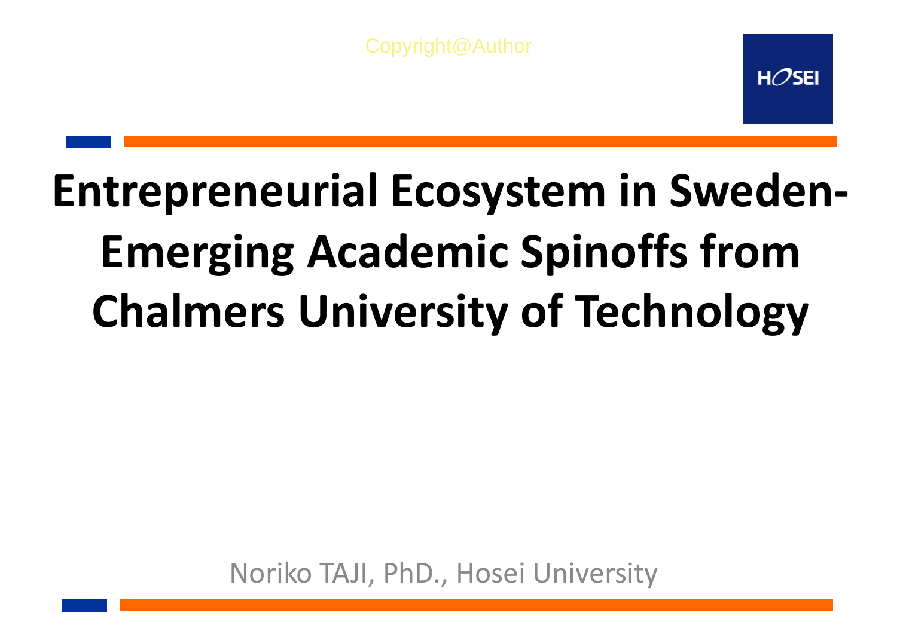Copyright@Author

# Entrepreneurial Ecosystem in Sweden-Emerging Academic Spinoffs from Chalmers University of Technology

Noriko TAJI, PhD., Hosei University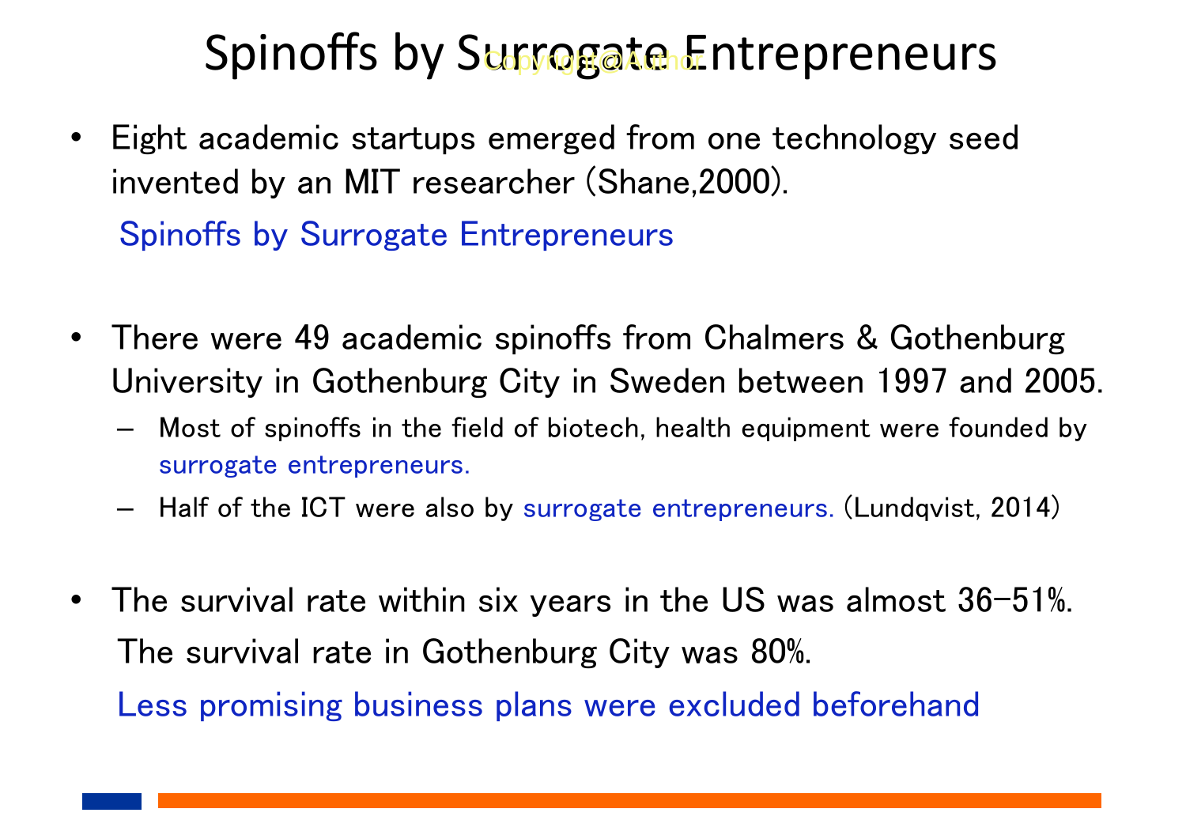# Spinoffs by Surrogate Entrepreneurs

- Eight academic startups emerged from one technology seed invented by an MIT researcher (Shane,2000).

  Spinoffs by Surrogate Entrepreneurs

- There were 49 academic spinoffs from Chalmers & Gothenburg University in Gothenburg City in Sweden between 1997 and 2005.
  - Most of spinoffs in the field of biotech, health equipment were founded by surrogate entrepreneurs.
  - Half of the ICT were also by surrogate entrepreneurs. (Lundqvist, 2014)

- The survival rate within six years in the US was almost 36-51%.

  The survival rate in Gothenburg City was 80%.

  Less promising business plans were excluded beforehand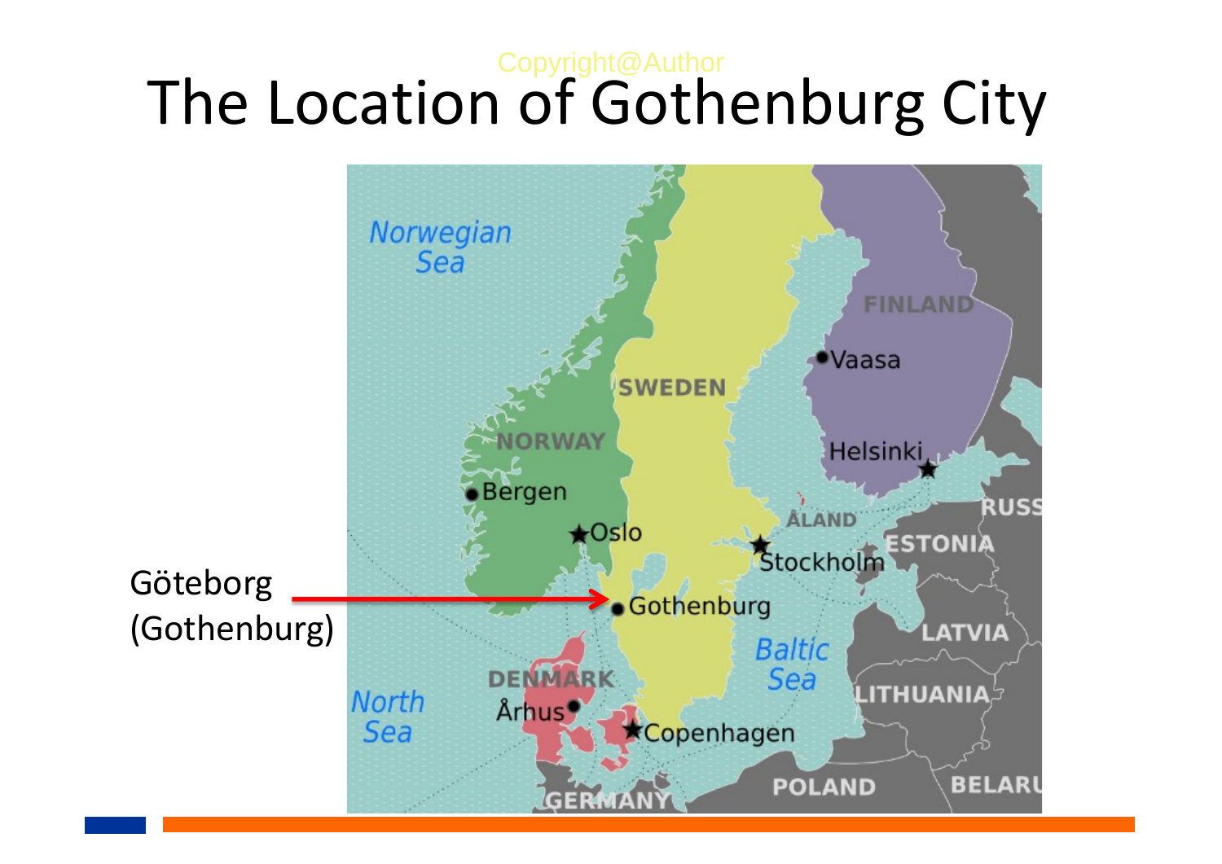# The Location of Gothenburg City

Göteborg (Gothenburg)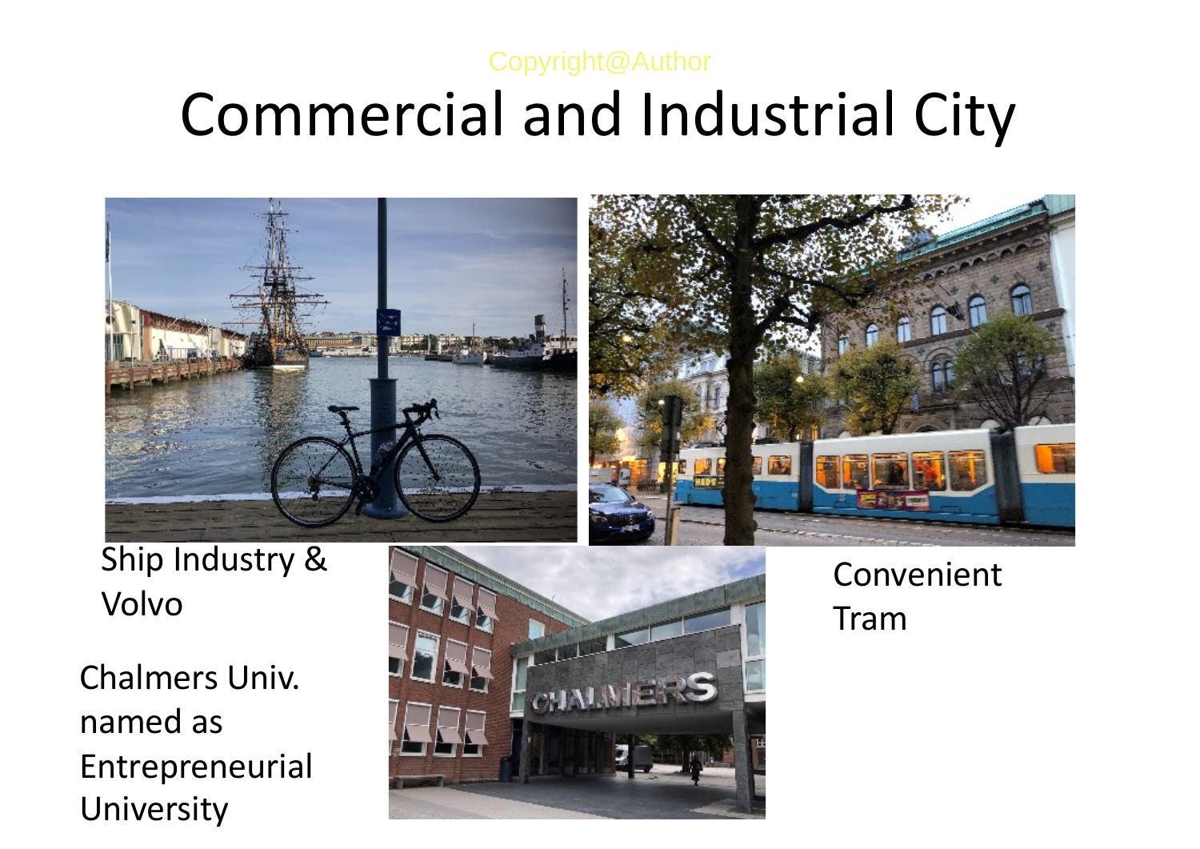Copyright@Author

# Commercial and Industrial City

Ship Industry & Volvo

Convenient Tram

Chalmers Univ. named as Entrepreneurial University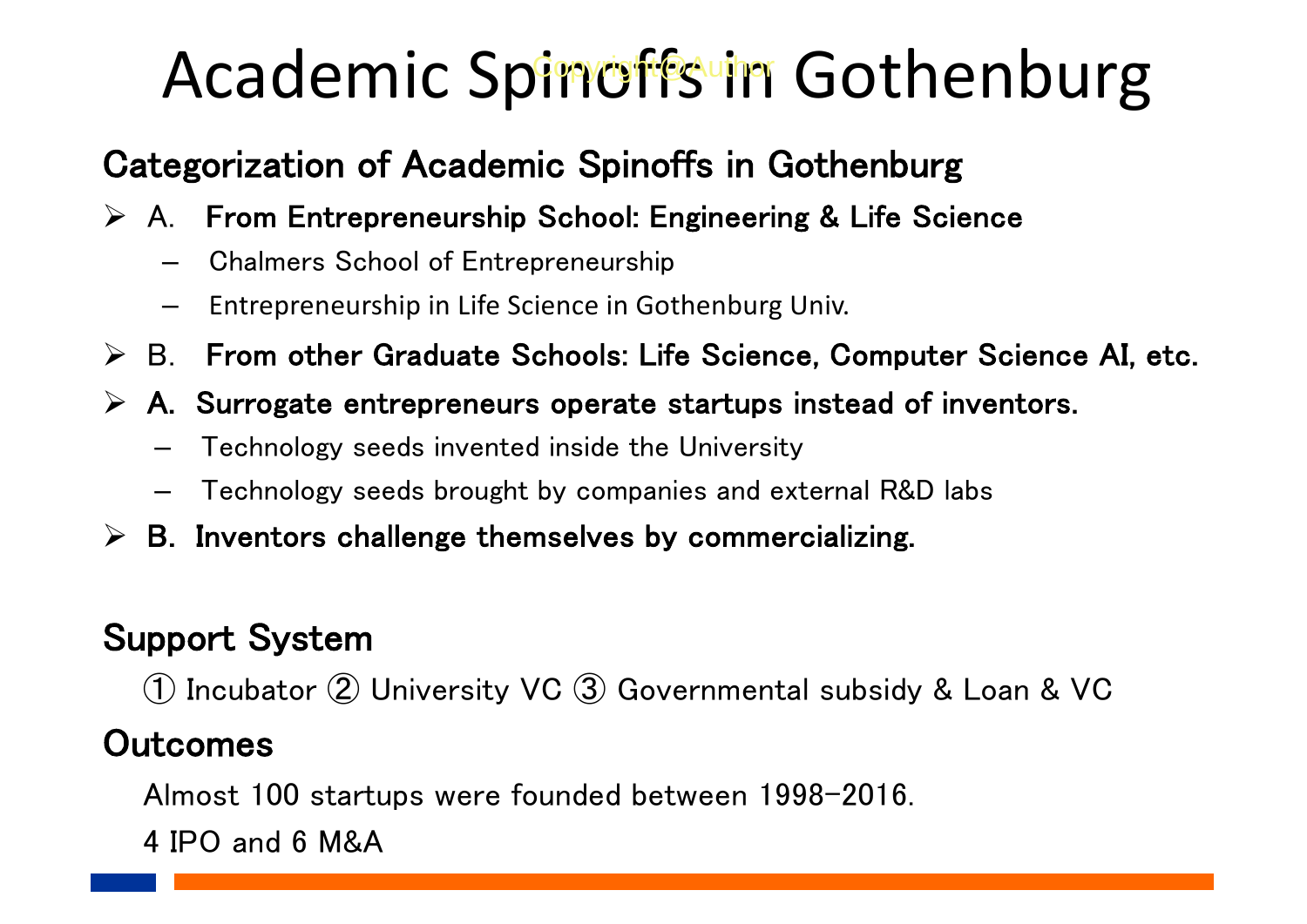# Academic Spinoffs in Gothenburg

## Categorization of Academic Spinoffs in Gothenburg

- A. **From Entrepreneurship School: Engineering & Life Science**
  - Chalmers School of Entrepreneurship
  - Entrepreneurship in Life Science in Gothenburg Univ.
- B. **From other Graduate Schools: Life Science, Computer Science AI, etc.**
- **A. Surrogate entrepreneurs operate startups instead of inventors.**
  - Technology seeds invented inside the University
  - Technology seeds brought by companies and external R&D labs
- **B. Inventors challenge themselves by commercializing.**

## Support System

① Incubator ② University VC ③ Governmental subsidy & Loan & VC

## Outcomes

Almost 100 startups were founded between 1998-2016.

4 IPO and 6 M&A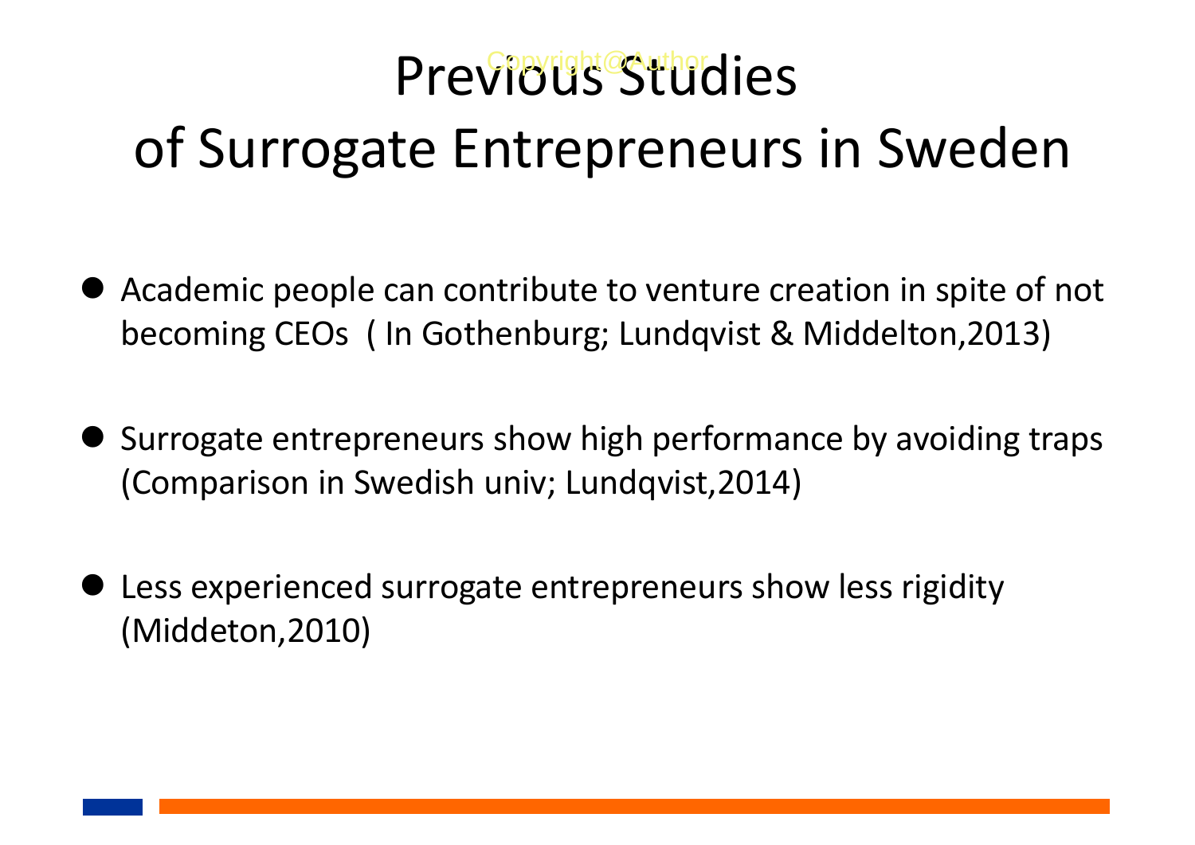# Previous Studies of Surrogate Entrepreneurs in Sweden

- Academic people can contribute to venture creation in spite of not becoming CEOs ( In Gothenburg; Lundqvist & Middelton,2013)
- Surrogate entrepreneurs show high performance by avoiding traps (Comparison in Swedish univ; Lundqvist,2014)
- Less experienced surrogate entrepreneurs show less rigidity (Middeton,2010)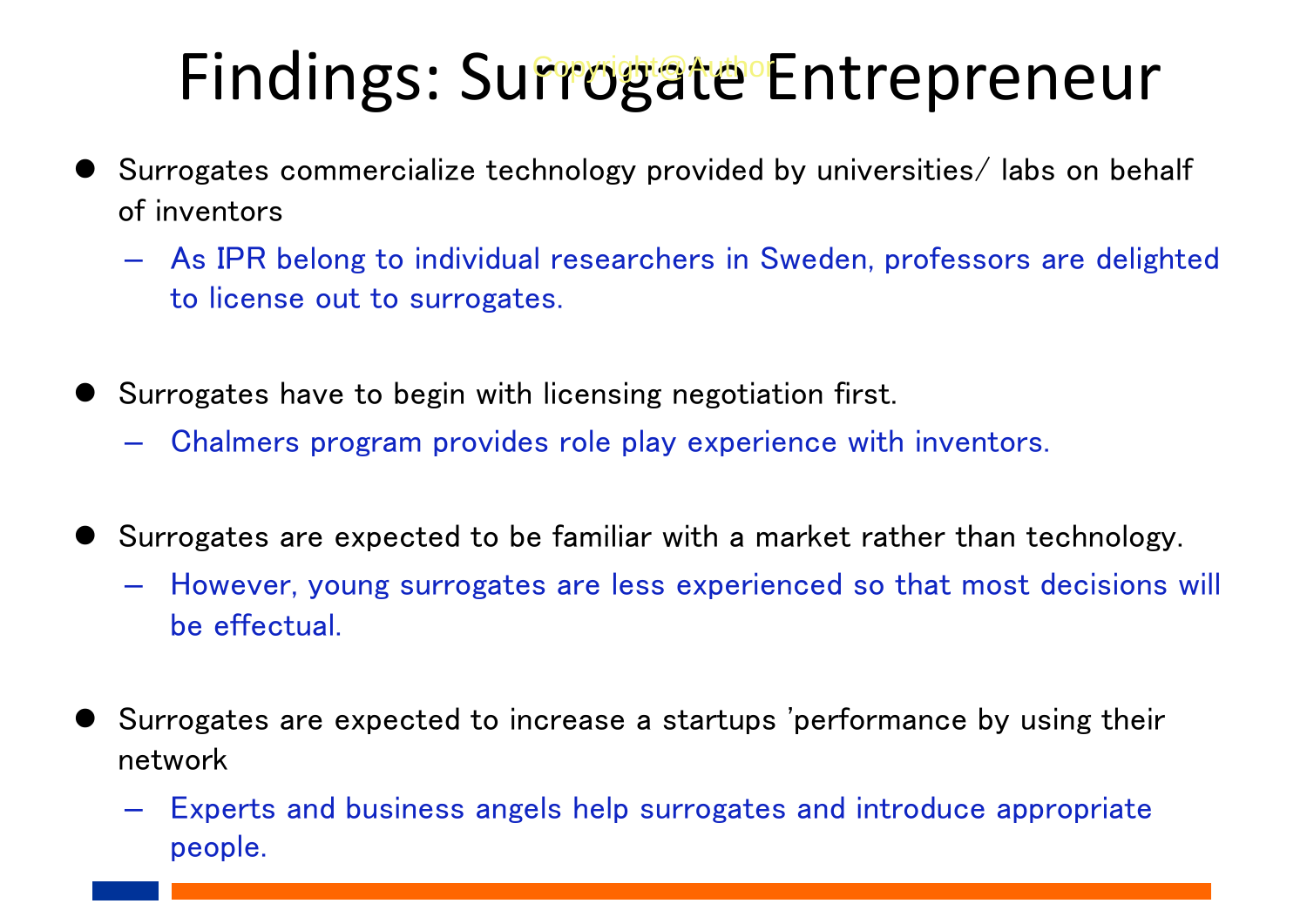# Findings: Surrogate Entrepreneur

Copyright@Author

- Surrogates commercialize technology provided by universities/ labs on behalf of inventors
  - As IPR belong to individual researchers in Sweden, professors are delighted to license out to surrogates.
- Surrogates have to begin with licensing negotiation first.
  - Chalmers program provides role play experience with inventors.
- Surrogates are expected to be familiar with a market rather than technology.
  - However, young surrogates are less experienced so that most decisions will be effectual.
- Surrogates are expected to increase a startups 'performance by using their network
  - Experts and business angels help surrogates and introduce appropriate people.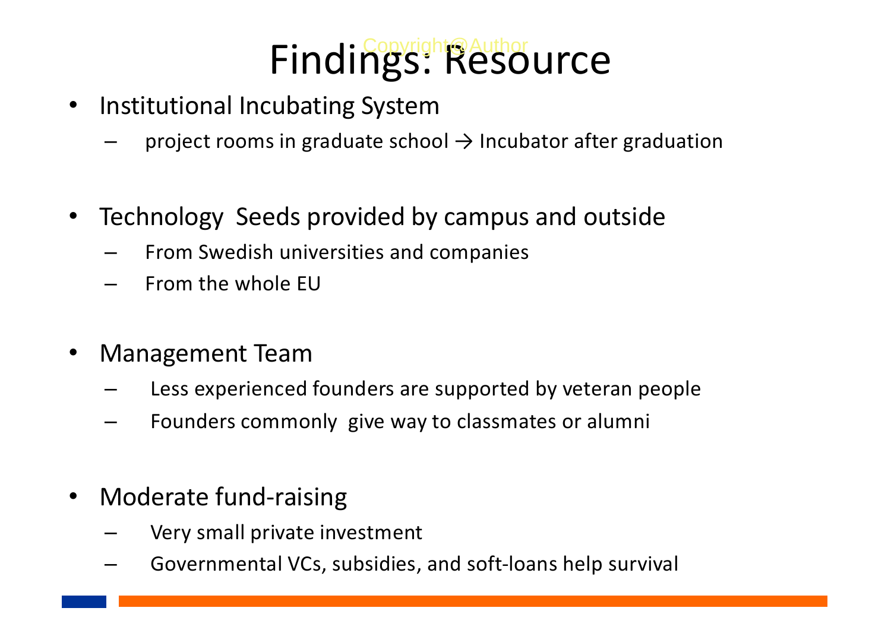# Findings: Resource

- Institutional Incubating System
  - project rooms in graduate school → Incubator after graduation
- Technology Seeds provided by campus and outside
  - From Swedish universities and companies
  - From the whole EU
- Management Team
  - Less experienced founders are supported by veteran people
  - Founders commonly give way to classmates or alumni
- Moderate fund-raising
  - Very small private investment
  - Governmental VCs, subsidies, and soft-loans help survival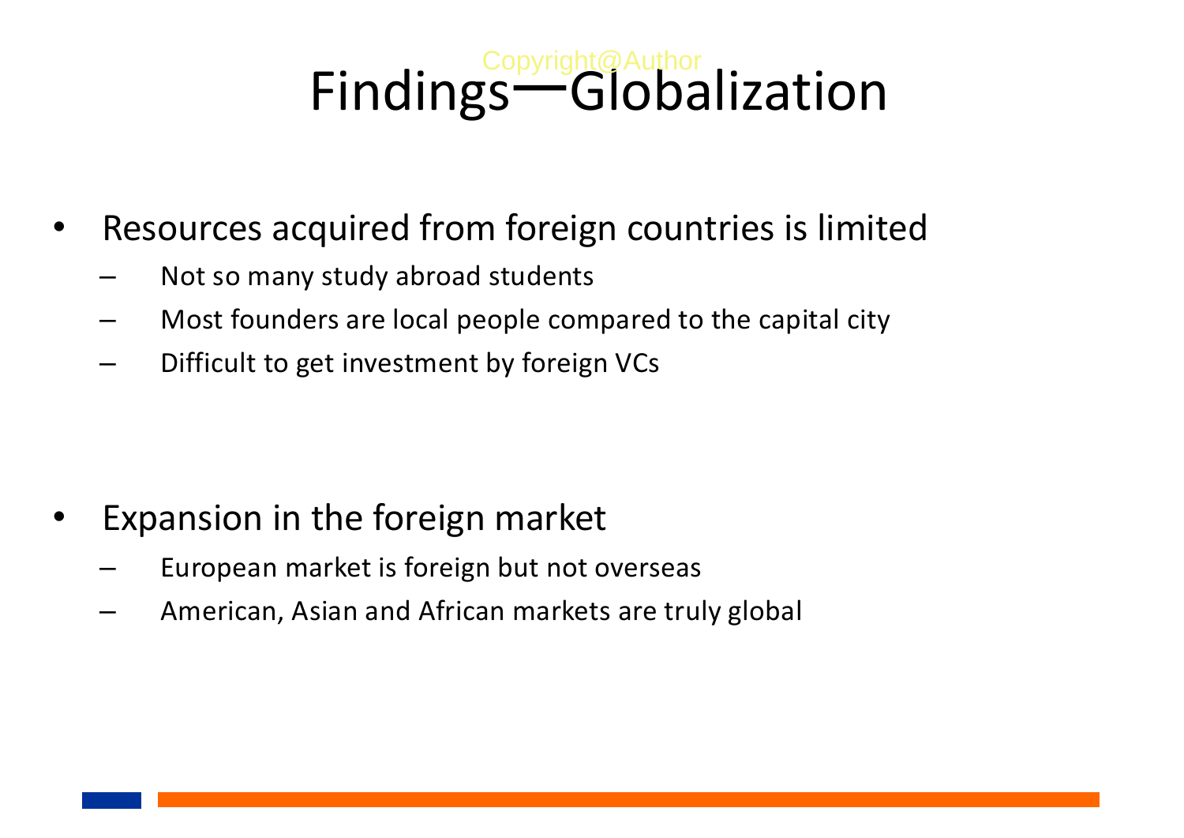# Findings—Globalization

- Resources acquired from foreign countries is limited
  - Not so many study abroad students
  - Most founders are local people compared to the capital city
  - Difficult to get investment by foreign VCs

- Expansion in the foreign market
  - European market is foreign but not overseas
  - American, Asian and African markets are truly global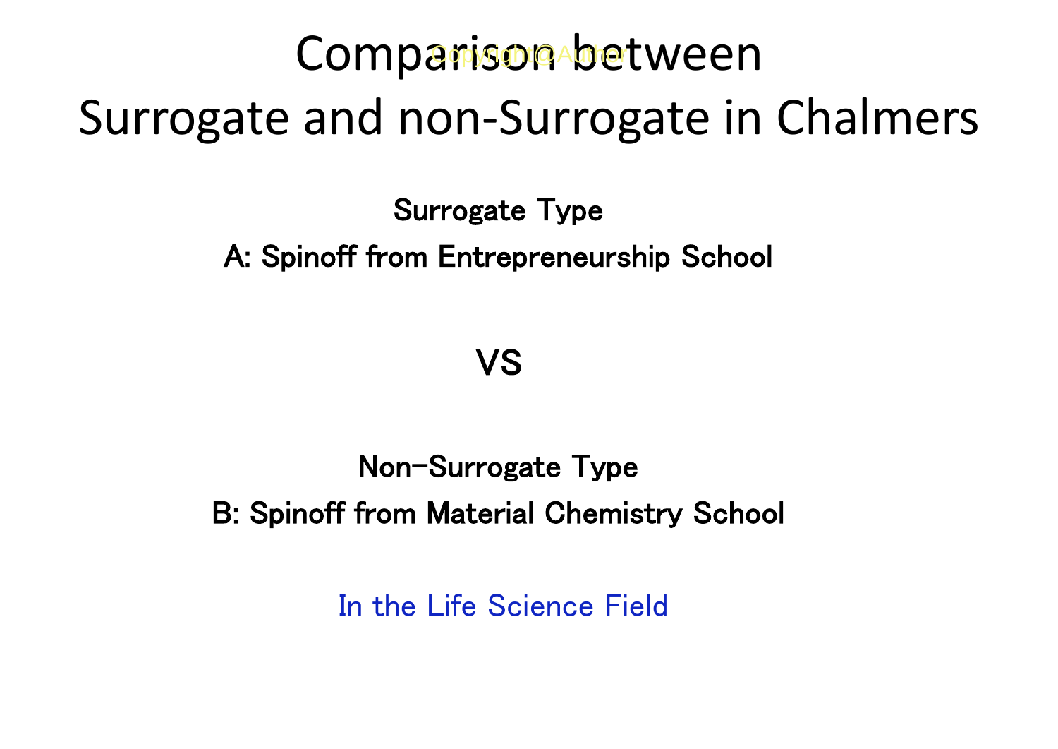# Comparison between Surrogate and non-Surrogate in Chalmers

Copyright@Author

**Surrogate Type**

**A: Spinoff from Entrepreneurship School**

**VS**

**Non-Surrogate Type**

**B: Spinoff from Material Chemistry School**

In the Life Science Field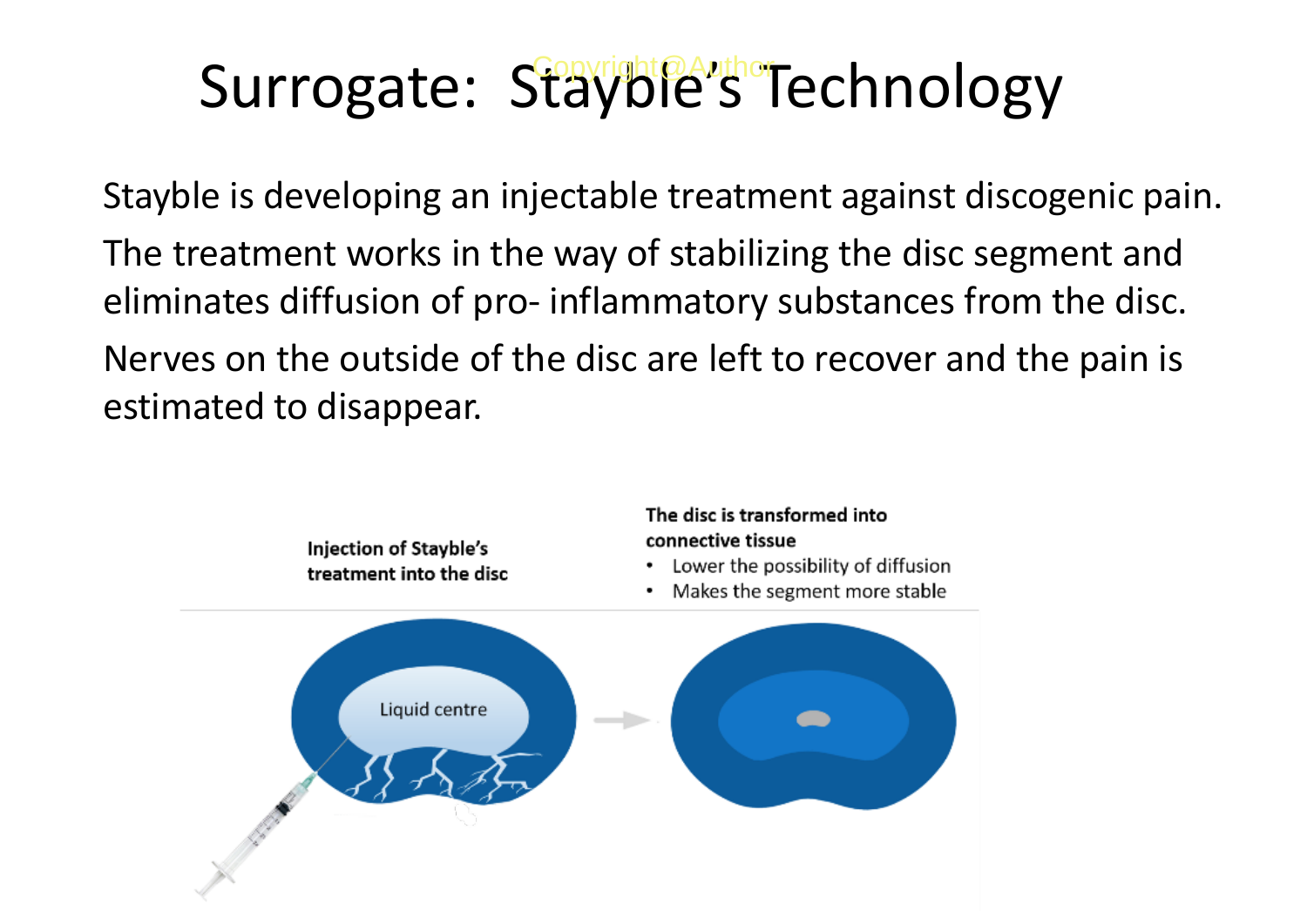# Surrogate: Stayble's Technology

Stayble is developing an injectable treatment against discogenic pain.

The treatment works in the way of stabilizing the disc segment and eliminates diffusion of pro- inflammatory substances from the disc.

Nerves on the outside of the disc are left to recover and the pain is estimated to disappear.

**Injection of Stayble's treatment into the disc**

**The disc is transformed into connective tissue**

- Lower the possibility of diffusion
- Makes the segment more stable

Liquid centre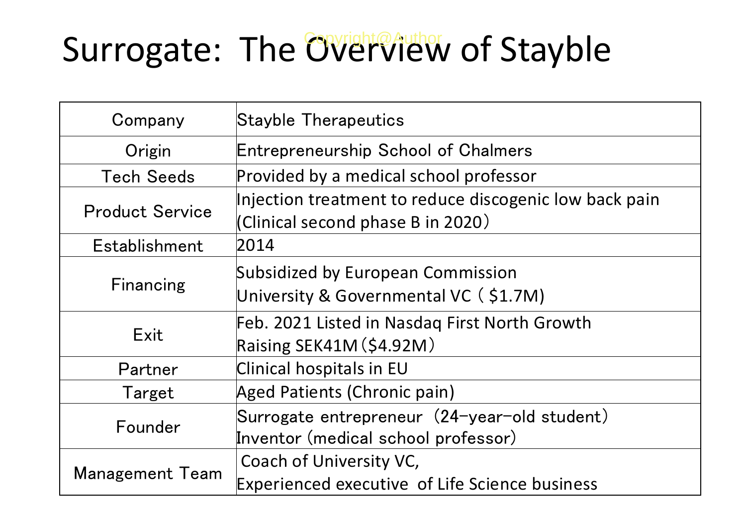# Surrogate: The Overview of Stayble

| Company | Stayble Therapeutics |
|---|---|
| Origin | Entrepreneurship School of Chalmers |
| Tech Seeds | Provided by a medical school professor |
| Product Service | Injection treatment to reduce discogenic low back pain<br>(Clinical second phase B in 2020） |
| Establishment | 2014 |
| Financing | Subsidized by European Commission<br>University & Governmental VC（$1.7M) |
| Exit | Feb. 2021 Listed in Nasdaq First North Growth<br>Raising SEK41M（$4.92M） |
| Partner | Clinical hospitals in EU |
| Target | Aged Patients (Chronic pain) |
| Founder | Surrogate entrepreneur （24–year–old student）<br>Inventor（medical school professor) |
| Management Team | Coach of University VC,<br>Experienced executive of Life Science business |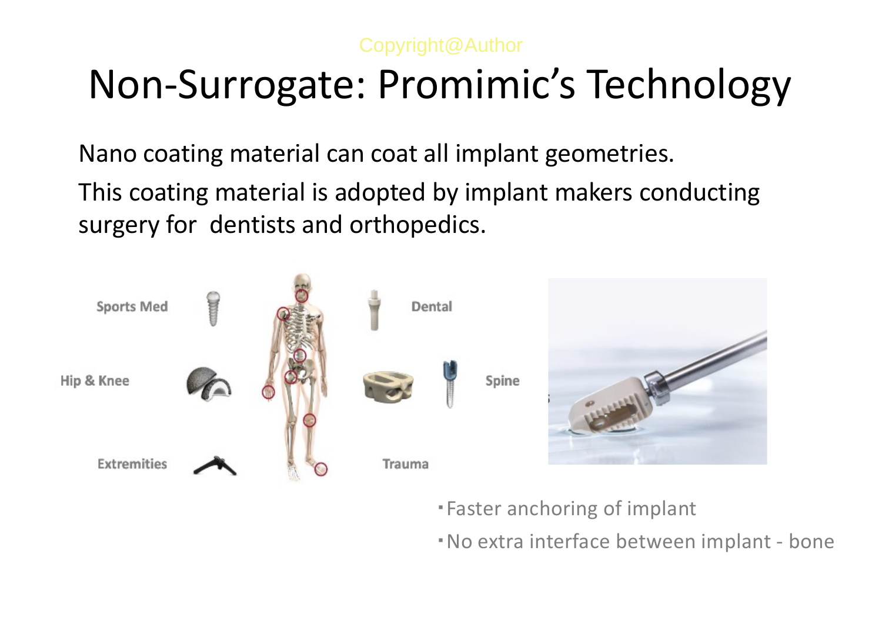# Non-Surrogate: Promimic's Technology

Nano coating material can coat all implant geometries.

This coating material is adopted by implant makers conducting surgery for dentists and orthopedics.

- Faster anchoring of implant
- No extra interface between implant - bone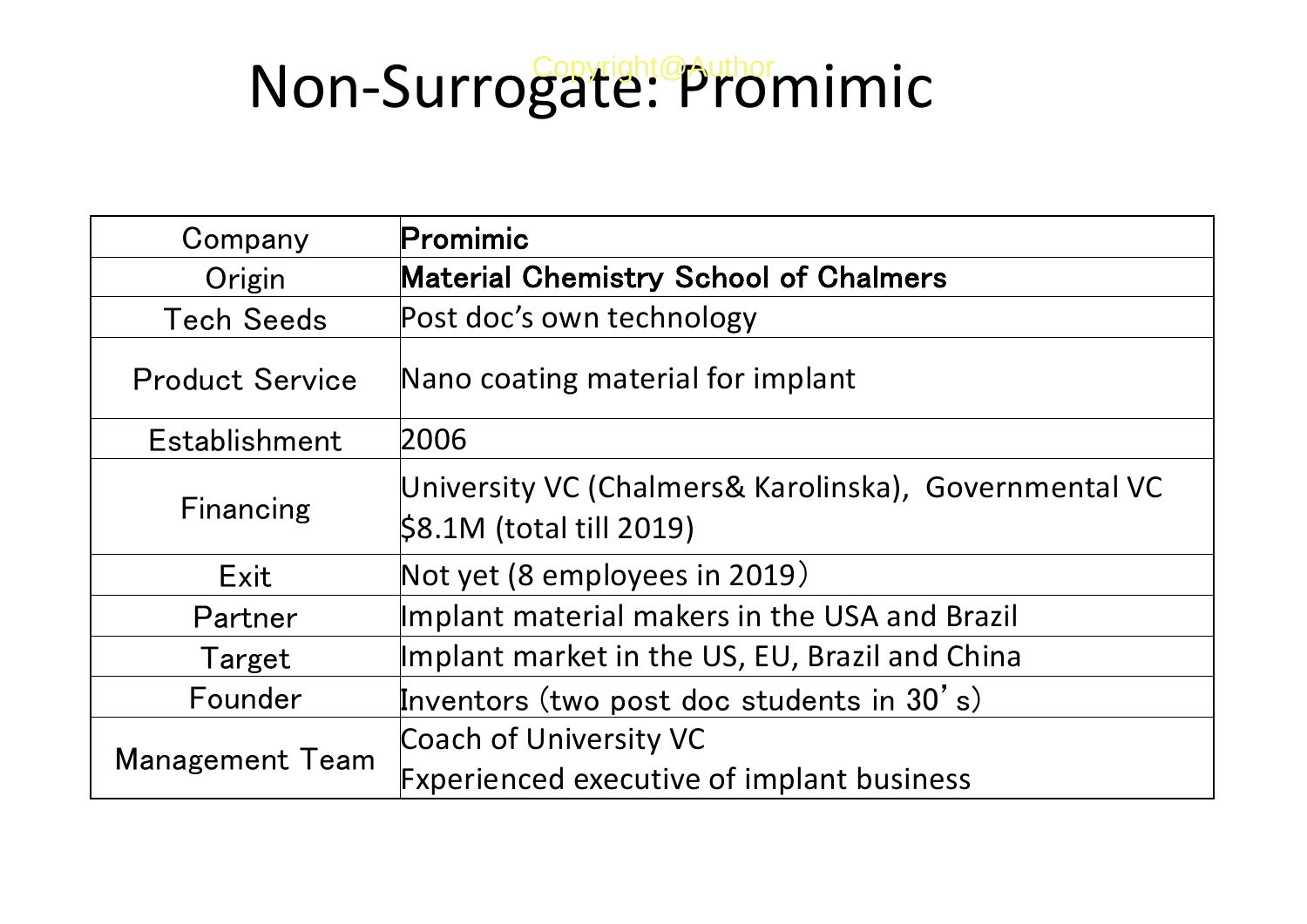# Non-Surrogate: Promimic

| Company | **Promimic** |
|---|---|
| Origin | **Material Chemistry School of Chalmers** |
| Tech Seeds | Post doc's own technology |
| Product Service | Nano coating material for implant |
| Establishment | 2006 |
| Financing | University VC (Chalmers& Karolinska), Governmental VC<br>$8.1M (total till 2019) |
| Exit | Not yet (8 employees in 2019) |
| Partner | Implant material makers in the USA and Brazil |
| Target | Implant market in the US, EU, Brazil and China |
| Founder | Inventors (two post doc students in 30's) |
| Management Team | Coach of University VC<br>Fxperienced executive of implant business |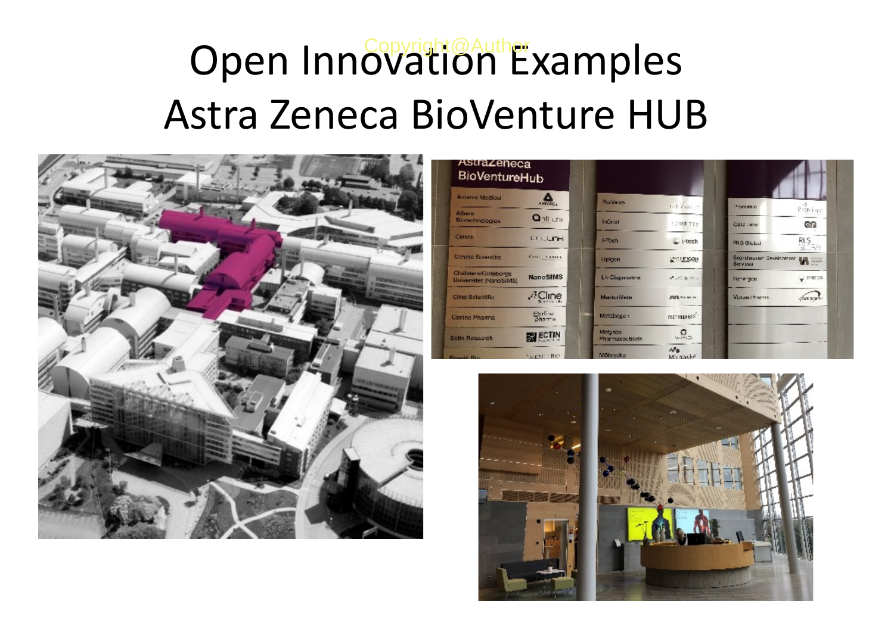# Open Innovation Examples
# Astra Zeneca BioVenture HUB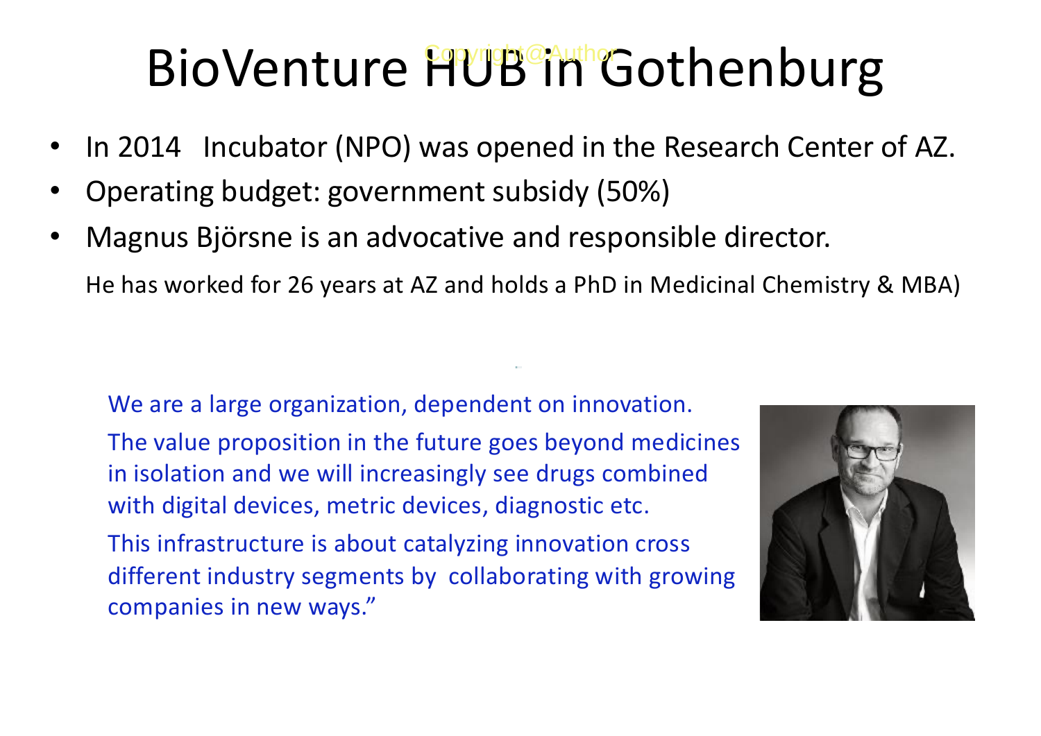# BioVenture HUB in Gothenburg

Copyright@Author

- In 2014 Incubator (NPO) was opened in the Research Center of AZ.
- Operating budget: government subsidy (50%)
- Magnus Björsne is an advocative and responsible director.

  He has worked for 26 years at AZ and holds a PhD in Medicinal Chemistry & MBA)

We are a large organization, dependent on innovation.

The value proposition in the future goes beyond medicines in isolation and we will increasingly see drugs combined with digital devices, metric devices, diagnostic etc.

This infrastructure is about catalyzing innovation cross different industry segments by collaborating with growing companies in new ways."